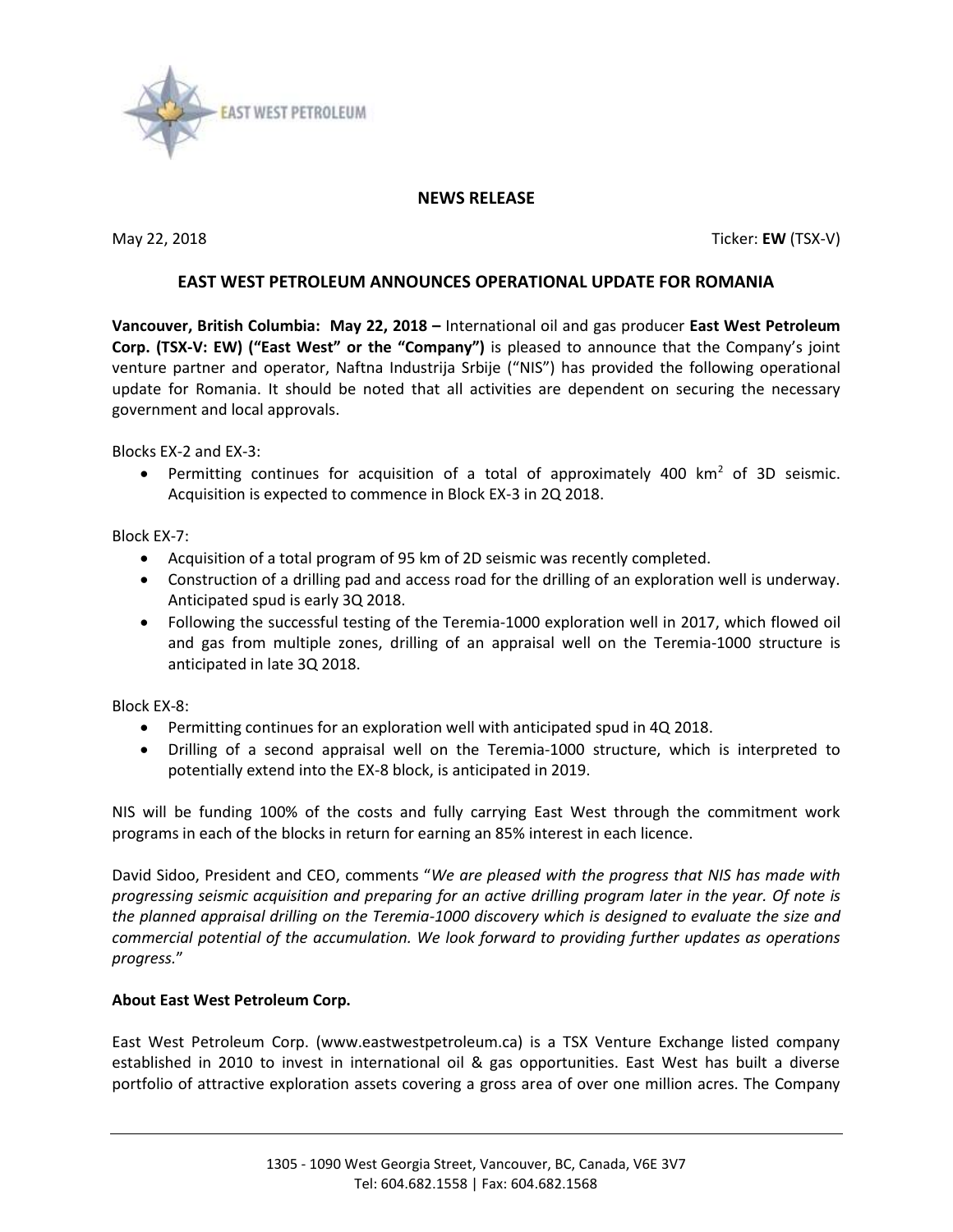## NEWS RELEASE

May 22, 2018 Ticker: **EW** (TSX-V)

### EAST WEST PETROLEUM ANNOUNCES OPERATIONAL UPDATE FOR ROMANIA

**Vancouver, British Columbia: May 22, 2018 –** International oil and gas producer **East West Petroleum Corp. (TSX-V: EW) ("East West" or the "Company")** is pleased to announce that the Company's joint venture partner and operator, Naftna Industrija Srbije ("NIS") has provided the following operational update for Romania. It should be noted that all activities are dependent on securing the necessary government and local approvals.

Blocks EX-2 and EX-3:

- Permitting continues for acquisition of a total of approximately 400 $km^2$ of 3D seismic. Acquisition is expected to commence in Block EX-3 in 2Q 2018.

Block EX-7:

- Acquisition of a total program of 95 km of 2D seismic was recently completed.
- Construction of a drilling pad and access road for the drilling of an exploration well is underway. Anticipated spud is early 3Q 2018.
- Following the successful testing of the Teremia-1000 exploration well in 2017, which flowed oil and gas from multiple zones, drilling of an appraisal well on the Teremia-1000 structure is anticipated in late 3Q 2018.

Block EX-8:

- Permitting continues for an exploration well with anticipated spud in 4Q 2018.
- Drilling of a second appraisal well on the Teremia-1000 structure, which is interpreted to potentially extend into the EX-8 block, is anticipated in 2019.

NIS will be funding 100% of the costs and fully carrying East West through the commitment work programs in each of the blocks in return for earning an 85% interest in each licence.

David Sidoo, President and CEO, comments "*We are pleased with the progress that NIS has made with progressing seismic acquisition and preparing for an active drilling program later in the year. Of note is the planned appraisal drilling on the Teremia-1000 discovery which is designed to evaluate the size and commercial potential of the accumulation. We look forward to providing further updates as operations progress.*"

**About East West Petroleum Corp.**

East West Petroleum Corp. (www.eastwestpetroleum.ca) is a TSX Venture Exchange listed company established in 2010 to invest in international oil & gas opportunities. East West has built a diverse portfolio of attractive exploration assets covering a gross area of over one million acres. The Company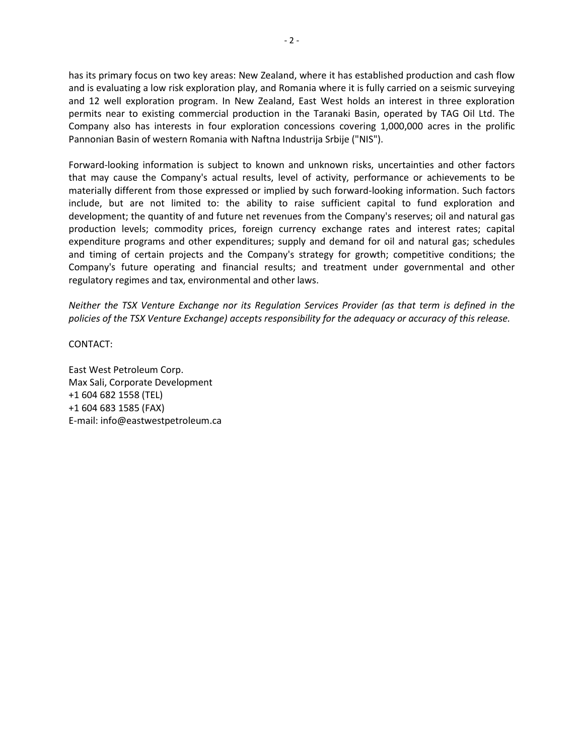has its primary focus on two key areas: New Zealand, where it has established production and cash flow and is evaluating a low risk exploration play, and Romania where it is fully carried on a seismic surveying and 12 well exploration program. In New Zealand, East West holds an interest in three exploration permits near to existing commercial production in the Taranaki Basin, operated by TAG Oil Ltd. The Company also has interests in four exploration concessions covering 1,000,000 acres in the prolific Pannonian Basin of western Romania with Naftna Industrija Srbije ("NIS").

Forward-looking information is subject to known and unknown risks, uncertainties and other factors that may cause the Company's actual results, level of activity, performance or achievements to be materially different from those expressed or implied by such forward-looking information. Such factors include, but are not limited to: the ability to raise sufficient capital to fund exploration and development; the quantity of and future net revenues from the Company's reserves; oil and natural gas production levels; commodity prices, foreign currency exchange rates and interest rates; capital expenditure programs and other expenditures; supply and demand for oil and natural gas; schedules and timing of certain projects and the Company's strategy for growth; competitive conditions; the Company's future operating and financial results; and treatment under governmental and other regulatory regimes and tax, environmental and other laws.

*Neither the TSX Venture Exchange nor its Regulation Services Provider (as that term is defined in the policies of the TSX Venture Exchange) accepts responsibility for the adequacy or accuracy of this release.*

CONTACT:

East West Petroleum Corp.
Max Sali, Corporate Development
+1 604 682 1558 (TEL)
+1 604 683 1585 (FAX)
E-mail: info@eastwestpetroleum.ca